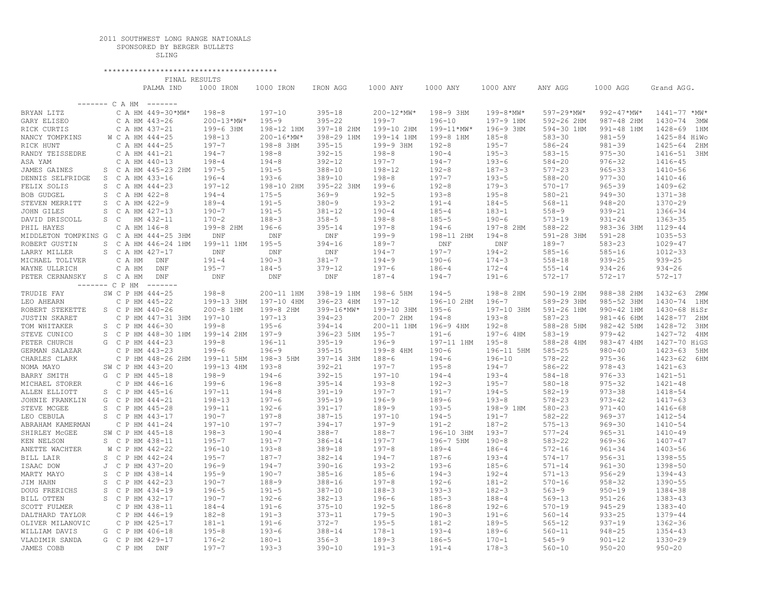2011 SOUTHWEST LONG RANGE NATIONALS
SPONSORED BY BERGER BULLETS
SLING

****************************************

FINAL RESULTS

| Name | Class | PALMA IND | 1000 IRON | 1000 IRON | IRON AGG | 1000 ANY | 1000 ANY | 1000 ANY | ANY AGG | 1000 AGG | Grand AGG. |
|---|---|---|---|---|---|---|---|---|---|---|---|
| ------- C A HM ------- | | | | | | | | | | | |
| BRYAN LITZ | C A HM | 449-30*MW* | 198-8 | 197-10 | 395-18 | 200-12*MW* | 198-9 3HM | 199-8*MW* | 597-29*MW* | 992-47*MW* | 1441-77 *MW* |
| GARY ELISEO | C A HM | 443-26 | 200-13*MW* | 195-9 | 395-22 | 199-7 | 196-10 | 197-9 1HM | 592-26 2HM | 987-48 2HM | 1430-74 3MW |
| RICK CURTIS | C A HM | 437-21 | 199-6 3HM | 198-12 1HM | 397-18 2HM | 199-10 2HM | 199-11*MW* | 196-9 3HM | 594-30 1HM | 991-48 1HM | 1428-69 1HM |
| NANCY TOMPKINS | W C A HM | 444-25 | 198-13 | 200-16*MW* | 398-29 1HM | 199-14 1HM | 199-8 1HM | 185-8 | 583-30 | 981-59 | 1425-84 HiWo |
| RICK HUNT | C A HM | 444-25 | 197-7 | 198-8 3HM | 395-15 | 199-9 3HM | 192-8 | 195-7 | 586-24 | 981-39 | 1425-64 2HM |
| RANDY TEISSEDRE | C A HM | 441-21 | 194-7 | 198-8 | 392-15 | 198-8 | 190-4 | 195-3 | 583-15 | 975-30 | 1416-51 3HM |
| ASA YAM | C A HM | 440-13 | 198-4 | 194-8 | 392-12 | 197-7 | 194-7 | 193-6 | 584-20 | 976-32 | 1416-45 |
| JAMES GAINES | S C A HM | 445-23 2HM | 197-5 | 191-5 | 388-10 | 198-12 | 192-8 | 187-3 | 577-23 | 965-33 | 1410-56 |
| DENNIS SELFRIDGE | S C A HM | 433-16 | 196-4 | 193-6 | 389-10 | 198-8 | 197-7 | 193-5 | 588-20 | 977-30 | 1410-46 |
| FELIX SOLIS | S C A HM | 444-23 | 197-12 | 198-10 2HM | 395-22 3HM | 199-6 | 192-8 | 179-3 | 570-17 | 965-39 | 1409-62 |
| BOB GUDGEL | S C A HM | 422-8 | 194-4 | 175-5 | 369-9 | 192-5 | 193-8 | 195-8 | 580-21 | 949-30 | 1371-38 |
| STEVEN MERRITT | S C A HM | 422-9 | 189-4 | 191-5 | 380-9 | 193-2 | 191-4 | 184-5 | 568-11 | 948-20 | 1370-29 |
| JOHN GILES | S C A HM | 427-13 | 190-7 | 191-5 | 381-12 | 190-4 | 185-4 | 183-1 | 558-9 | 939-21 | 1366-34 |
| DAVID DRISCOLL | S C HM | 432-11 | 170-2 | 188-3 | 358-5 | 198-8 | 185-5 | 190-6 | 573-19 | 931-24 | 1363-35 |
| PHIL HAYES | C A HM | 146-8 | 199-8 2HM | 196-6 | 395-14 | 197-8 | 194-6 | 197-8 2HM | 588-22 | 983-36 3HM | 1129-44 |
| MIDDLETON TOMPKINS | G C A HM | 444-25 3HM | DNF | DNF | DNF | 199-9 | 198-11 2HM | 194-8 | 591-28 3HM | 591-28 | 1035-53 |
| ROBERT GUSTIN | S C A HM | 446-24 1HM | 199-11 1HM | 195-5 | 394-16 | 189-7 | DNF | DNF | 189-7 | 583-23 | 1029-47 |
| LARRY MILLER | S C A HM | 427-17 | DNF | DNF | DNF | 194-7 | 197-7 | 194-2 | 585-16 | 585-16 | 1012-33 |
| MICHAEL TOLIVER | C A HM | DNF | 191-4 | 190-3 | 381-7 | 194-9 | 190-6 | 174-3 | 558-18 | 939-25 | 939-25 |
| WAYNE ULLRICH | C A HM | DNF | 195-7 | 184-5 | 379-12 | 197-6 | 186-4 | 172-4 | 555-14 | 934-26 | 934-26 |
| PETER CERNANSKY | S C A HM | DNF | DNF | DNF | DNF | 187-4 | 194-7 | 191-6 | 572-17 | 572-17 | 572-17 |
| ------- C P HM ------- | | | | | | | | | | | |
| TRUDIE FAY | SW C P HM | 444-25 | 198-8 | 200-11 1HM | 398-19 1HM | 198-6 5HM | 194-5 | 198-8 2HM | 590-19 2HM | 988-38 2HM | 1432-63 2MW |
| LEO AHEARN | C P HM | 445-22 | 199-13 3HM | 197-10 4HM | 396-23 4HM | 197-12 | 196-10 2HM | 196-7 | 589-29 3HM | 985-52 3HM | 1430-74 1HM |
| ROBERT STEKETTE | S C P HM | 440-26 | 200-8 1HM | 199-8 2HM | 399-16*MW* | 199-10 3HM | 195-6 | 197-10 3HM | 591-26 1HM | 990-42 1HM | 1430-68 HiSr |
| JUSTIN SKARET | C P HM | 447-31 3HM | 197-10 | 197-13 | 394-23 | 200-7 2HM | 194-8 | 193-8 | 587-23 | 981-46 6HM | 1428-77 2HM |
| TOM WHITAKER | S C P HM | 446-30 | 199-8 | 195-6 | 394-14 | 200-11 1HM | 196-9 4HM | 192-8 | 588-28 5HM | 982-42 5HM | 1428-72 3HM |
| STEVE CUNICO | S C P HM | 448-30 1HM | 199-14 2HM | 197-9 | 396-23 5HM | 195-7 | 191-6 | 197-6 4HM | 583-19 | 979-42 | 1427-72 4HM |
| PETER CHURCH | G C P HM | 444-23 | 199-8 | 196-11 | 395-19 | 196-9 | 197-11 1HM | 195-8 | 588-28 4HM | 983-47 4HM | 1427-70 HiGS |
| GERMAN SALAZAR | C P HM | 443-23 | 199-6 | 196-9 | 395-15 | 199-8 4HM | 190-6 | 196-11 5HM | 585-25 | 980-40 | 1423-63 5HM |
| CHARLES CLARK | C P HM | 448-26 2HM | 199-11 5HM | 198-3 5HM | 397-14 3HM | 188-6 | 194-6 | 196-10 | 578-22 | 975-36 | 1423-62 6HM |
| NOMA MAYO | SW C P HM | 443-20 | 199-13 4HM | 193-8 | 392-21 | 197-7 | 195-8 | 194-7 | 586-22 | 978-43 | 1421-63 |
| BARRY SMITH | G C P HM | 445-18 | 198-9 | 194-6 | 392-15 | 197-10 | 194-4 | 193-4 | 584-18 | 976-33 | 1421-51 |
| MICHAEL STORER | C P HM | 446-16 | 199-6 | 196-8 | 395-14 | 193-8 | 192-3 | 195-7 | 580-18 | 975-32 | 1421-48 |
| ALLEN ELLIOTT | S C P HM | 445-16 | 197-11 | 194-8 | 391-19 | 197-7 | 191-7 | 194-5 | 582-19 | 973-38 | 1418-54 |
| JOHNIE FRANKLIN | G C P HM | 444-21 | 198-13 | 197-6 | 395-19 | 196-9 | 189-6 | 193-8 | 578-23 | 973-42 | 1417-63 |
| STEVE MCGEE | S C P HM | 445-28 | 199-11 | 192-6 | 391-17 | 189-9 | 193-5 | 198-9 1HM | 580-23 | 971-40 | 1416-68 |
| LEO CEBULA | S C P HM | 443-17 | 190-7 | 197-8 | 387-15 | 197-10 | 194-5 | 191-7 | 582-22 | 969-37 | 1412-54 |
| ABRAHAM KAMERMAN | C P HM | 441-24 | 197-10 | 197-7 | 394-17 | 197-9 | 191-2 | 187-2 | 575-13 | 969-30 | 1410-54 |
| SHIRLEY McGEE | SW C P HM | 445-18 | 198-3 | 190-4 | 388-7 | 188-7 | 196-10 3HM | 193-7 | 577-24 | 965-31 | 1410-49 |
| KEN NELSON | S C P HM | 438-11 | 195-7 | 191-7 | 386-14 | 197-7 | 196-7 5HM | 190-8 | 583-22 | 969-36 | 1407-47 |
| ANETTE WACHTER | W C P HM | 442-22 | 196-10 | 193-8 | 389-18 | 197-8 | 189-4 | 186-4 | 572-16 | 961-34 | 1403-56 |
| BILL LAIR | S C P HM | 442-24 | 195-7 | 187-7 | 382-14 | 194-7 | 187-6 | 193-4 | 574-17 | 956-31 | 1398-55 |
| ISAAC DOW | J C P HM | 437-20 | 196-9 | 194-7 | 390-16 | 193-2 | 193-6 | 185-6 | 571-14 | 961-30 | 1398-50 |
| MARTY MAYO | S C P HM | 438-14 | 195-9 | 190-7 | 385-16 | 185-6 | 194-3 | 192-4 | 571-13 | 956-29 | 1394-43 |
| JIM HAHN | S C P HM | 442-23 | 190-7 | 188-9 | 388-16 | 197-8 | 192-6 | 181-2 | 570-16 | 958-32 | 1390-55 |
| DOUG FRERICHS | S C P HM | 434-19 | 196-5 | 191-5 | 387-10 | 188-3 | 193-3 | 182-3 | 563-9 | 950-19 | 1384-38 |
| BILL OTTEN | S C P HM | 432-17 | 190-7 | 192-6 | 382-13 | 196-6 | 185-3 | 188-4 | 569-13 | 951-26 | 1383-43 |
| SCOTT FULMER | C P HM | 438-11 | 184-4 | 191-6 | 375-10 | 192-5 | 186-8 | 192-6 | 570-19 | 945-29 | 1383-40 |
| DALTHARD TAYLOR | C P HM | 446-19 | 182-8 | 191-3 | 373-11 | 179-5 | 190-3 | 191-6 | 560-14 | 933-25 | 1379-44 |
| OLIVER MILANOVIC | C P HM | 425-17 | 181-1 | 191-6 | 372-7 | 195-5 | 181-2 | 189-5 | 565-12 | 937-19 | 1362-36 |
| WILLIAM DAVIS | G C P HM | 406-18 | 195-8 | 193-6 | 388-14 | 178-1 | 193-4 | 189-6 | 560-11 | 948-25 | 1354-43 |
| VLADIMIR SANDA | G C P HM | 429-17 | 176-2 | 180-1 | 356-3 | 189-3 | 186-5 | 170-1 | 545-9 | 901-12 | 1330-29 |
| JAMES COBB | C P HM | DNF | 197-7 | 193-3 | 390-10 | 191-3 | 191-4 | 178-3 | 560-10 | 950-20 | 950-20 |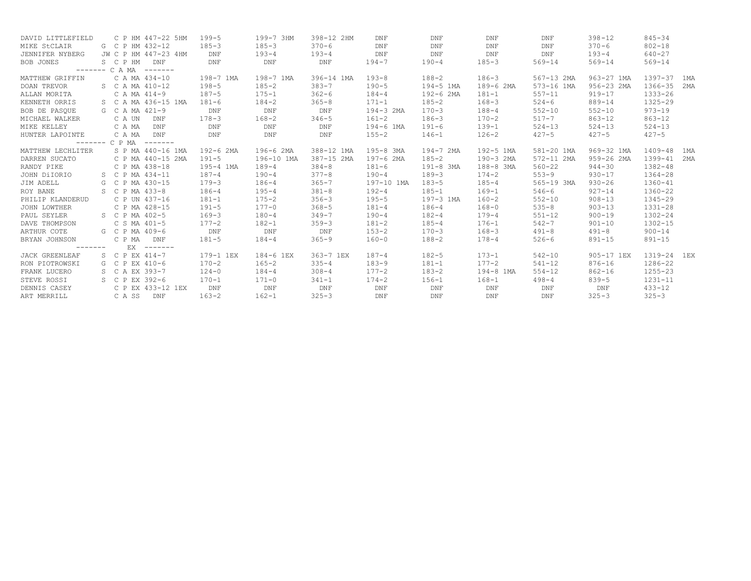| | | | | | | | | | | | |
|---|---|---|---|---|---|---|---|---|---|---|---|
| DAVID LITTLEFIELD | C P HM 447-22 5HM | 199-5 | 199-7 3HM | 398-12 2HM | DNF | DNF | DNF | DNF | 398-12 | 845-34 | |
| MIKE StCLAIR | G C P HM 432-12 | 185-3 | 185-3 | 370-6 | DNF | DNF | DNF | DNF | 370-6 | 802-18 | |
| JENNIFER NYBERG | JW C P HM 447-23 4HM | DNF | 193-4 | 193-4 | DNF | DNF | DNF | DNF | 193-4 | 640-27 | |
| BOB JONES | S C P HM DNF | DNF | DNF | DNF | 194-7 | 190-4 | 185-3 | 569-14 | 569-14 | 569-14 | |
| ------- C A MA ------- | | | | | | | | | | | |
| MATTHEW GRIFFIN | C A MA 434-10 | 198-7 1MA | 198-7 1MA | 396-14 1MA | 193-8 | 188-2 | 186-3 | 567-13 2MA | 963-27 1MA | 1397-37 | 1MA |
| DOAN TREVOR | S C A MA 410-12 | 198-5 | 185-2 | 383-7 | 190-5 | 194-5 1MA | 189-6 2MA | 573-16 1MA | 956-23 2MA | 1366-35 | 2MA |
| ALLAN MORITA | C A MA 414-9 | 187-5 | 175-1 | 362-6 | 184-4 | 192-6 2MA | 181-1 | 557-11 | 919-17 | 1333-26 | |
| KENNETH ORRIS | S C A MA 436-15 1MA | 181-6 | 184-2 | 365-8 | 171-1 | 185-2 | 168-3 | 524-6 | 889-14 | 1325-29 | |
| BOB DE PASQUE | G C A MA 421-9 | DNF | DNF | DNF | 194-3 2MA | 170-3 | 188-4 | 552-10 | 552-10 | 973-19 | |
| MICHAEL WALKER | C A UN DNF | 178-3 | 168-2 | 346-5 | 161-2 | 186-3 | 170-2 | 517-7 | 863-12 | 863-12 | |
| MIKE KELLEY | C A MA DNF | DNF | DNF | DNF | 194-6 1MA | 191-6 | 139-1 | 524-13 | 524-13 | 524-13 | |
| HUNTER LAPOINTE | C A MA DNF | DNF | DNF | DNF | 155-2 | 146-1 | 126-2 | 427-5 | 427-5 | 427-5 | |
| ------- C P MA ------- | | | | | | | | | | | |
| MATTHEW LECHLITER | S P MA 440-16 1MA | 192-6 2MA | 196-6 2MA | 388-12 1MA | 195-8 3MA | 194-7 2MA | 192-5 1MA | 581-20 1MA | 969-32 1MA | 1409-48 | 1MA |
| DARREN SUCATO | C P MA 440-15 2MA | 191-5 | 196-10 1MA | 387-15 2MA | 197-6 2MA | 185-2 | 190-3 2MA | 572-11 2MA | 959-26 2MA | 1399-41 | 2MA |
| RANDY PIKE | C P MA 438-18 | 195-4 1MA | 189-4 | 384-8 | 181-6 | 191-8 3MA | 188-8 3MA | 560-22 | 944-30 | 1382-48 | |
| JOHN DiIORIO | S C P MA 434-11 | 187-4 | 190-4 | 377-8 | 190-4 | 189-3 | 174-2 | 553-9 | 930-17 | 1364-28 | |
| JIM ADELL | G C P MA 430-15 | 179-3 | 186-4 | 365-7 | 197-10 1MA | 183-5 | 185-4 | 565-19 3MA | 930-26 | 1360-41 | |
| ROY BANE | S C P MA 433-8 | 186-4 | 195-4 | 381-8 | 192-4 | 185-1 | 169-1 | 546-6 | 927-14 | 1360-22 | |
| PHILIP KLANDERUD | C P UN 437-16 | 181-1 | 175-2 | 356-3 | 195-5 | 197-3 1MA | 160-2 | 552-10 | 908-13 | 1345-29 | |
| JOHN LOWTHER | C P MA 428-15 | 191-5 | 177-0 | 368-5 | 181-4 | 186-4 | 168-0 | 535-8 | 903-13 | 1331-28 | |
| PAUL SEYLER | S C P MA 402-5 | 169-3 | 180-4 | 349-7 | 190-4 | 182-4 | 179-4 | 551-12 | 900-19 | 1302-24 | |
| DAVE THOMPSON | C S MA 401-5 | 177-2 | 182-1 | 359-3 | 181-2 | 185-4 | 176-1 | 542-7 | 901-10 | 1302-15 | |
| ARTHUR COTE | G C P MA 409-6 | DNF | DNF | DNF | 153-2 | 170-3 | 168-3 | 491-8 | 491-8 | 900-14 | |
| BRYAN JOHNSON | C P MA DNF | 181-5 | 184-4 | 365-9 | 160-0 | 188-2 | 178-4 | 526-6 | 891-15 | 891-15 | |
| ------- EX ------- | | | | | | | | | | | |
| JACK GREENLEAF | S C P EX 414-7 | 179-1 1EX | 184-6 1EX | 363-7 1EX | 187-4 | 182-5 | 173-1 | 542-10 | 905-17 1EX | 1319-24 | 1EX |
| RON PIOTROWSKI | G C P EX 410-6 | 170-2 | 165-2 | 335-4 | 183-9 | 181-1 | 177-2 | 541-12 | 876-16 | 1286-22 | |
| FRANK LUCERO | S C A EX 393-7 | 124-0 | 184-4 | 308-4 | 177-2 | 183-2 | 194-8 1MA | 554-12 | 862-16 | 1255-23 | |
| STEVE ROSSI | S C P EX 392-6 | 170-1 | 171-0 | 341-1 | 174-2 | 156-1 | 168-1 | 498-4 | 839-5 | 1231-11 | |
| DENNIS CASEY | C P EX 433-12 1EX | DNF | DNF | DNF | DNF | DNF | DNF | DNF | DNF | 433-12 | |
| ART MERRILL | C A SS DNF | 163-2 | 162-1 | 325-3 | DNF | DNF | DNF | DNF | 325-3 | 325-3 | |